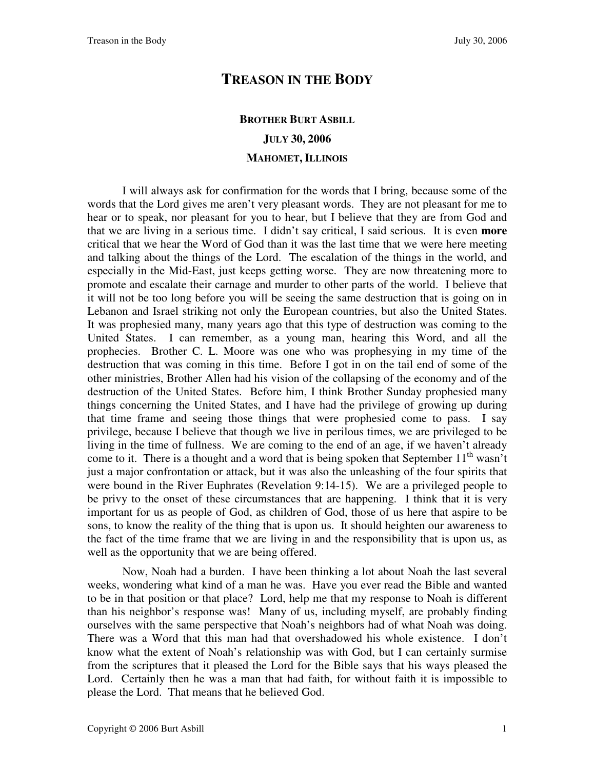# TREASON IN THE BODY

## BROTHER BURT ASBILL

## JULY 30, 2006

## MAHOMET, ILLINOIS

I will always ask for confirmation for the words that I bring, because some of the words that the Lord gives me aren't very pleasant words. They are not pleasant for me to hear or to speak, nor pleasant for you to hear, but I believe that they are from God and that we are living in a serious time. I didn't say critical, I said serious. It is even **more** critical that we hear the Word of God than it was the last time that we were here meeting and talking about the things of the Lord. The escalation of the things in the world, and especially in the Mid-East, just keeps getting worse. They are now threatening more to promote and escalate their carnage and murder to other parts of the world. I believe that it will not be too long before you will be seeing the same destruction that is going on in Lebanon and Israel striking not only the European countries, but also the United States. It was prophesied many, many years ago that this type of destruction was coming to the United States. I can remember, as a young man, hearing this Word, and all the prophecies. Brother C. L. Moore was one who was prophesying in my time of the destruction that was coming in this time. Before I got in on the tail end of some of the other ministries, Brother Allen had his vision of the collapsing of the economy and of the destruction of the United States. Before him, I think Brother Sunday prophesied many things concerning the United States, and I have had the privilege of growing up during that time frame and seeing those things that were prophesied come to pass. I say privilege, because I believe that though we live in perilous times, we are privileged to be living in the time of fullness. We are coming to the end of an age, if we haven't already come to it. There is a thought and a word that is being spoken that September 11th wasn't just a major confrontation or attack, but it was also the unleashing of the four spirits that were bound in the River Euphrates (Revelation 9:14-15). We are a privileged people to be privy to the onset of these circumstances that are happening. I think that it is very important for us as people of God, as children of God, those of us here that aspire to be sons, to know the reality of the thing that is upon us. It should heighten our awareness to the fact of the time frame that we are living in and the responsibility that is upon us, as well as the opportunity that we are being offered.

Now, Noah had a burden. I have been thinking a lot about Noah the last several weeks, wondering what kind of a man he was. Have you ever read the Bible and wanted to be in that position or that place? Lord, help me that my response to Noah is different than his neighbor's response was! Many of us, including myself, are probably finding ourselves with the same perspective that Noah's neighbors had of what Noah was doing. There was a Word that this man had that overshadowed his whole existence. I don't know what the extent of Noah's relationship was with God, but I can certainly surmise from the scriptures that it pleased the Lord for the Bible says that his ways pleased the Lord. Certainly then he was a man that had faith, for without faith it is impossible to please the Lord. That means that he believed God.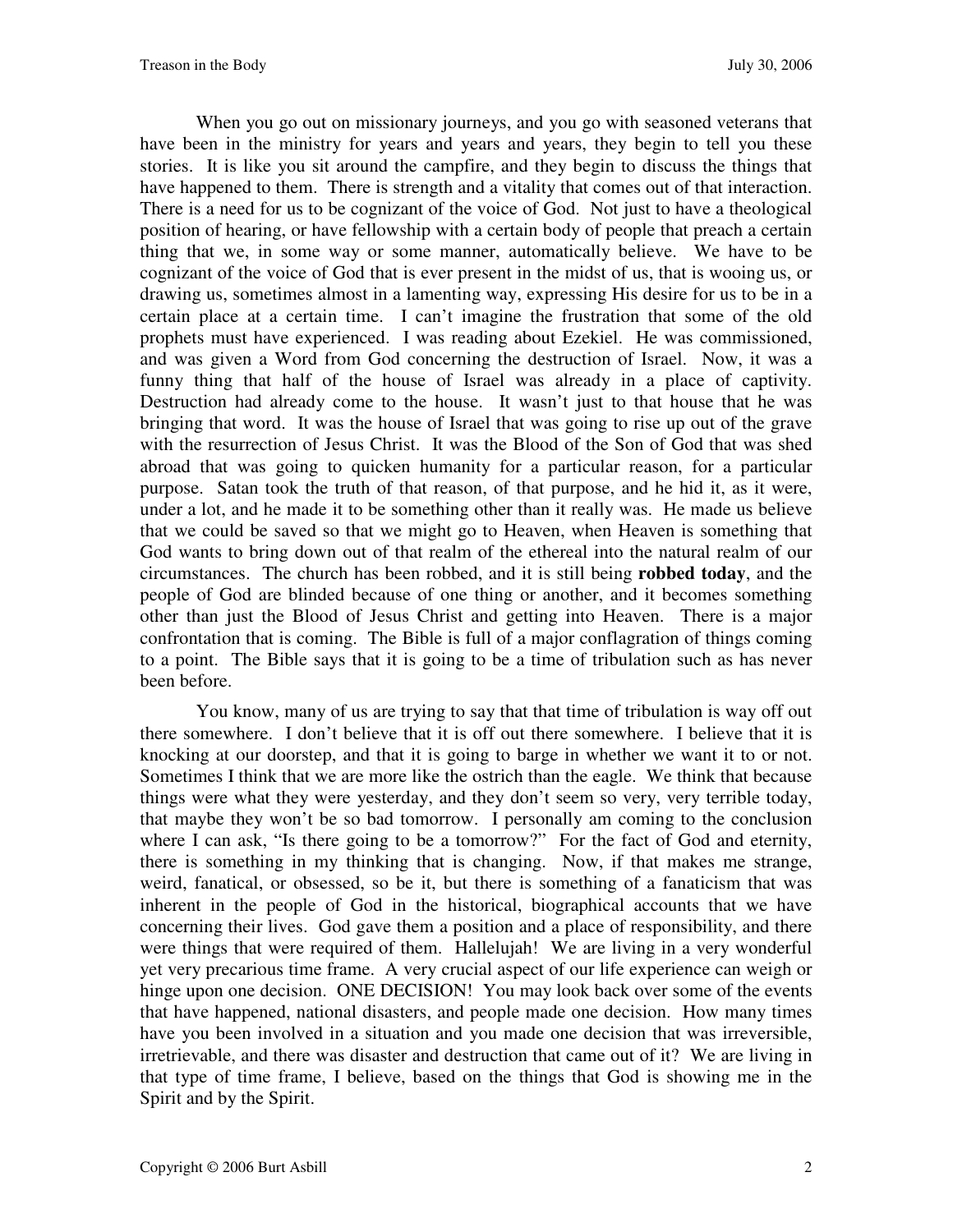When you go out on missionary journeys, and you go with seasoned veterans that have been in the ministry for years and years and years, they begin to tell you these stories. It is like you sit around the campfire, and they begin to discuss the things that have happened to them. There is strength and a vitality that comes out of that interaction. There is a need for us to be cognizant of the voice of God. Not just to have a theological position of hearing, or have fellowship with a certain body of people that preach a certain thing that we, in some way or some manner, automatically believe. We have to be cognizant of the voice of God that is ever present in the midst of us, that is wooing us, or drawing us, sometimes almost in a lamenting way, expressing His desire for us to be in a certain place at a certain time. I can't imagine the frustration that some of the old prophets must have experienced. I was reading about Ezekiel. He was commissioned, and was given a Word from God concerning the destruction of Israel. Now, it was a funny thing that half of the house of Israel was already in a place of captivity. Destruction had already come to the house. It wasn't just to that house that he was bringing that word. It was the house of Israel that was going to rise up out of the grave with the resurrection of Jesus Christ. It was the Blood of the Son of God that was shed abroad that was going to quicken humanity for a particular reason, for a particular purpose. Satan took the truth of that reason, of that purpose, and he hid it, as it were, under a lot, and he made it to be something other than it really was. He made us believe that we could be saved so that we might go to Heaven, when Heaven is something that God wants to bring down out of that realm of the ethereal into the natural realm of our circumstances. The church has been robbed, and it is still being **robbed today**, and the people of God are blinded because of one thing or another, and it becomes something other than just the Blood of Jesus Christ and getting into Heaven. There is a major confrontation that is coming. The Bible is full of a major conflagration of things coming to a point. The Bible says that it is going to be a time of tribulation such as has never been before.

You know, many of us are trying to say that that time of tribulation is way off out there somewhere. I don't believe that it is off out there somewhere. I believe that it is knocking at our doorstep, and that it is going to barge in whether we want it to or not. Sometimes I think that we are more like the ostrich than the eagle. We think that because things were what they were yesterday, and they don't seem so very, very terrible today, that maybe they won't be so bad tomorrow. I personally am coming to the conclusion where I can ask, "Is there going to be a tomorrow?" For the fact of God and eternity, there is something in my thinking that is changing. Now, if that makes me strange, weird, fanatical, or obsessed, so be it, but there is something of a fanaticism that was inherent in the people of God in the historical, biographical accounts that we have concerning their lives. God gave them a position and a place of responsibility, and there were things that were required of them. Hallelujah! We are living in a very wonderful yet very precarious time frame. A very crucial aspect of our life experience can weigh or hinge upon one decision. ONE DECISION! You may look back over some of the events that have happened, national disasters, and people made one decision. How many times have you been involved in a situation and you made one decision that was irreversible, irretrievable, and there was disaster and destruction that came out of it? We are living in that type of time frame, I believe, based on the things that God is showing me in the Spirit and by the Spirit.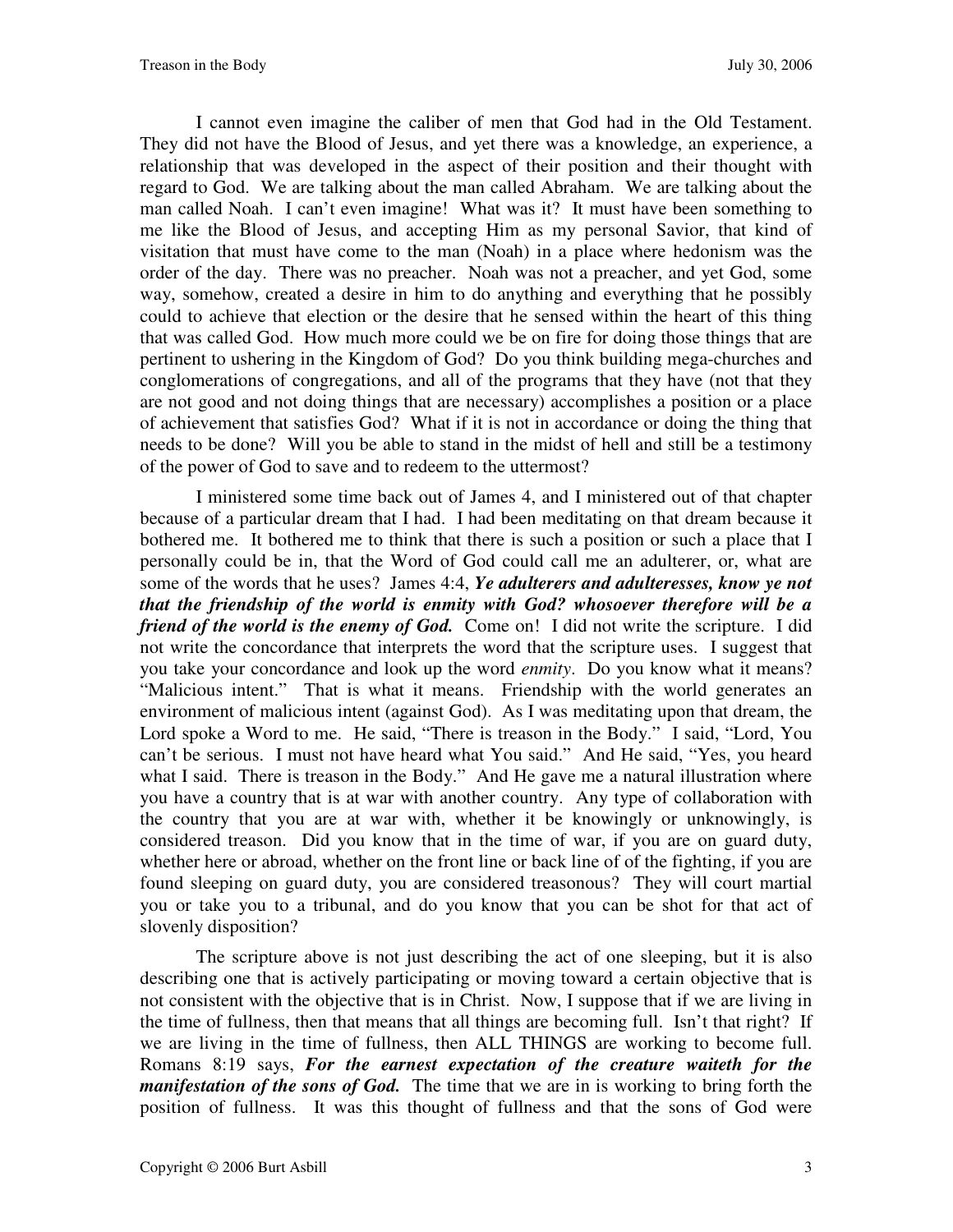I cannot even imagine the caliber of men that God had in the Old Testament. They did not have the Blood of Jesus, and yet there was a knowledge, an experience, a relationship that was developed in the aspect of their position and their thought with regard to God. We are talking about the man called Abraham. We are talking about the man called Noah. I can't even imagine! What was it? It must have been something to me like the Blood of Jesus, and accepting Him as my personal Savior, that kind of visitation that must have come to the man (Noah) in a place where hedonism was the order of the day. There was no preacher. Noah was not a preacher, and yet God, some way, somehow, created a desire in him to do anything and everything that he possibly could to achieve that election or the desire that he sensed within the heart of this thing that was called God. How much more could we be on fire for doing those things that are pertinent to ushering in the Kingdom of God? Do you think building mega-churches and conglomerations of congregations, and all of the programs that they have (not that they are not good and not doing things that are necessary) accomplishes a position or a place of achievement that satisfies God? What if it is not in accordance or doing the thing that needs to be done? Will you be able to stand in the midst of hell and still be a testimony of the power of God to save and to redeem to the uttermost?

I ministered some time back out of James 4, and I ministered out of that chapter because of a particular dream that I had. I had been meditating on that dream because it bothered me. It bothered me to think that there is such a position or such a place that I personally could be in, that the Word of God could call me an adulterer, or, what are some of the words that he uses? James 4:4, ***Ye adulterers and adulteresses, know ye not that the friendship of the world is enmity with God? whosoever therefore will be a friend of the world is the enemy of God.*** Come on! I did not write the scripture. I did not write the concordance that interprets the word that the scripture uses. I suggest that you take your concordance and look up the word *enmity*. Do you know what it means? "Malicious intent." That is what it means. Friendship with the world generates an environment of malicious intent (against God). As I was meditating upon that dream, the Lord spoke a Word to me. He said, "There is treason in the Body." I said, "Lord, You can't be serious. I must not have heard what You said." And He said, "Yes, you heard what I said. There is treason in the Body." And He gave me a natural illustration where you have a country that is at war with another country. Any type of collaboration with the country that you are at war with, whether it be knowingly or unknowingly, is considered treason. Did you know that in the time of war, if you are on guard duty, whether here or abroad, whether on the front line or back line of of the fighting, if you are found sleeping on guard duty, you are considered treasonous? They will court martial you or take you to a tribunal, and do you know that you can be shot for that act of slovenly disposition?

The scripture above is not just describing the act of one sleeping, but it is also describing one that is actively participating or moving toward a certain objective that is not consistent with the objective that is in Christ. Now, I suppose that if we are living in the time of fullness, then that means that all things are becoming full. Isn't that right? If we are living in the time of fullness, then ALL THINGS are working to become full. Romans 8:19 says, ***For the earnest expectation of the creature waiteth for the manifestation of the sons of God.*** The time that we are in is working to bring forth the position of fullness. It was this thought of fullness and that the sons of God were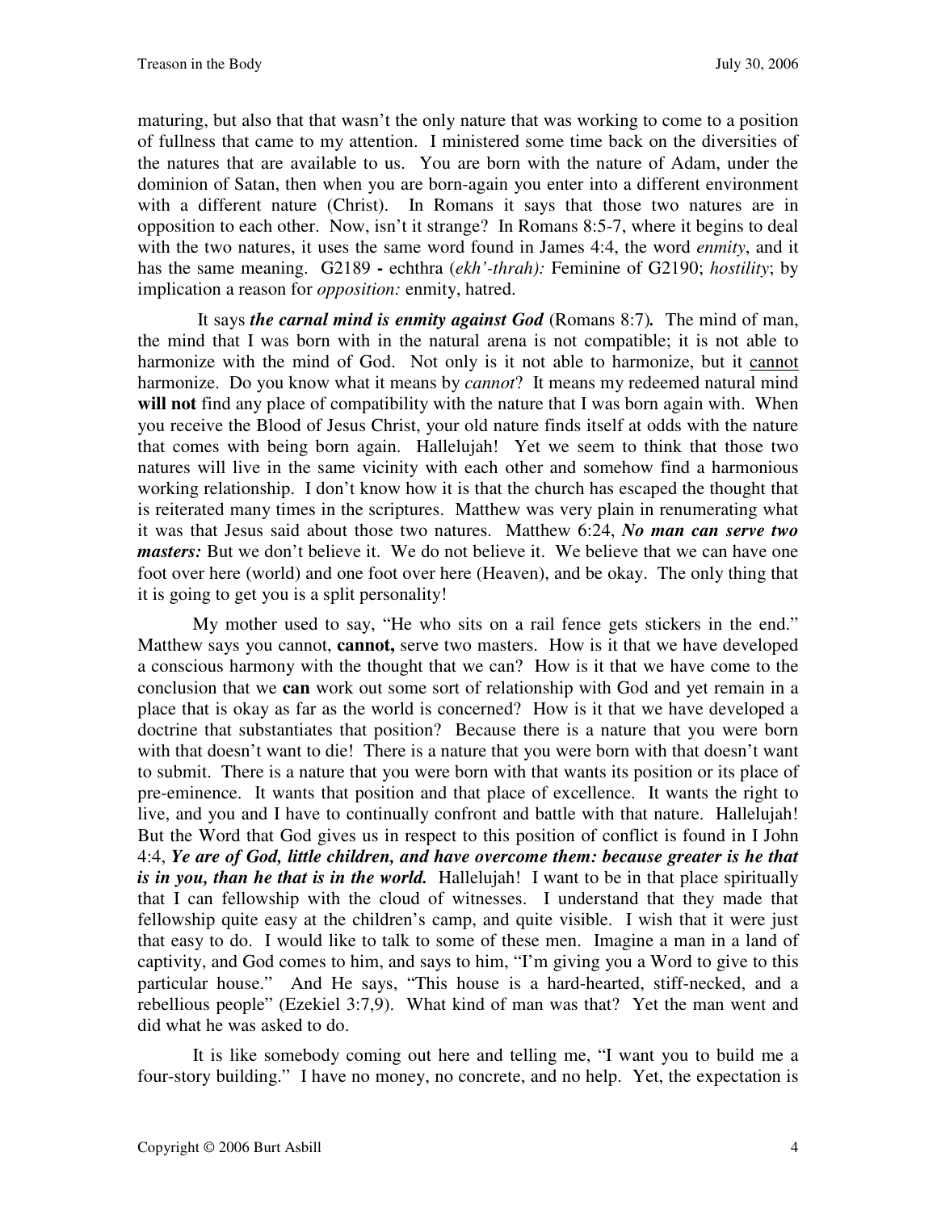maturing, but also that that wasn't the only nature that was working to come to a position of fullness that came to my attention. I ministered some time back on the diversities of the natures that are available to us. You are born with the nature of Adam, under the dominion of Satan, then when you are born-again you enter into a different environment with a different nature (Christ). In Romans it says that those two natures are in opposition to each other. Now, isn't it strange? In Romans 8:5-7, where it begins to deal with the two natures, it uses the same word found in James 4:4, the word *enmity*, and it has the same meaning. G2189 **-** echthra (*ekh'-thrah):* Feminine of G2190; *hostility*; by implication a reason for *opposition:* enmity, hatred.

It says ***the carnal mind is enmity against God*** (Romans 8:7)***.*** The mind of man, the mind that I was born with in the natural arena is not compatible; it is not able to harmonize with the mind of God. Not only is it not able to harmonize, but it <u>cannot</u> harmonize. Do you know what it means by *cannot*? It means my redeemed natural mind **will not** find any place of compatibility with the nature that I was born again with. When you receive the Blood of Jesus Christ, your old nature finds itself at odds with the nature that comes with being born again. Hallelujah! Yet we seem to think that those two natures will live in the same vicinity with each other and somehow find a harmonious working relationship. I don't know how it is that the church has escaped the thought that is reiterated many times in the scriptures. Matthew was very plain in renumerating what it was that Jesus said about those two natures. Matthew 6:24, ***No man can serve two masters:*** But we don't believe it. We do not believe it. We believe that we can have one foot over here (world) and one foot over here (Heaven), and be okay. The only thing that it is going to get you is a split personality!

My mother used to say, "He who sits on a rail fence gets stickers in the end." Matthew says you cannot, **cannot,** serve two masters. How is it that we have developed a conscious harmony with the thought that we can? How is it that we have come to the conclusion that we **can** work out some sort of relationship with God and yet remain in a place that is okay as far as the world is concerned? How is it that we have developed a doctrine that substantiates that position? Because there is a nature that you were born with that doesn't want to die! There is a nature that you were born with that doesn't want to submit. There is a nature that you were born with that wants its position or its place of pre-eminence. It wants that position and that place of excellence. It wants the right to live, and you and I have to continually confront and battle with that nature. Hallelujah! But the Word that God gives us in respect to this position of conflict is found in I John 4:4, ***Ye are of God, little children, and have overcome them: because greater is he that is in you, than he that is in the world.*** Hallelujah! I want to be in that place spiritually that I can fellowship with the cloud of witnesses. I understand that they made that fellowship quite easy at the children's camp, and quite visible. I wish that it were just that easy to do. I would like to talk to some of these men. Imagine a man in a land of captivity, and God comes to him, and says to him, "I'm giving you a Word to give to this particular house." And He says, "This house is a hard-hearted, stiff-necked, and a rebellious people" (Ezekiel 3:7,9). What kind of man was that? Yet the man went and did what he was asked to do.

It is like somebody coming out here and telling me, "I want you to build me a four-story building." I have no money, no concrete, and no help. Yet, the expectation is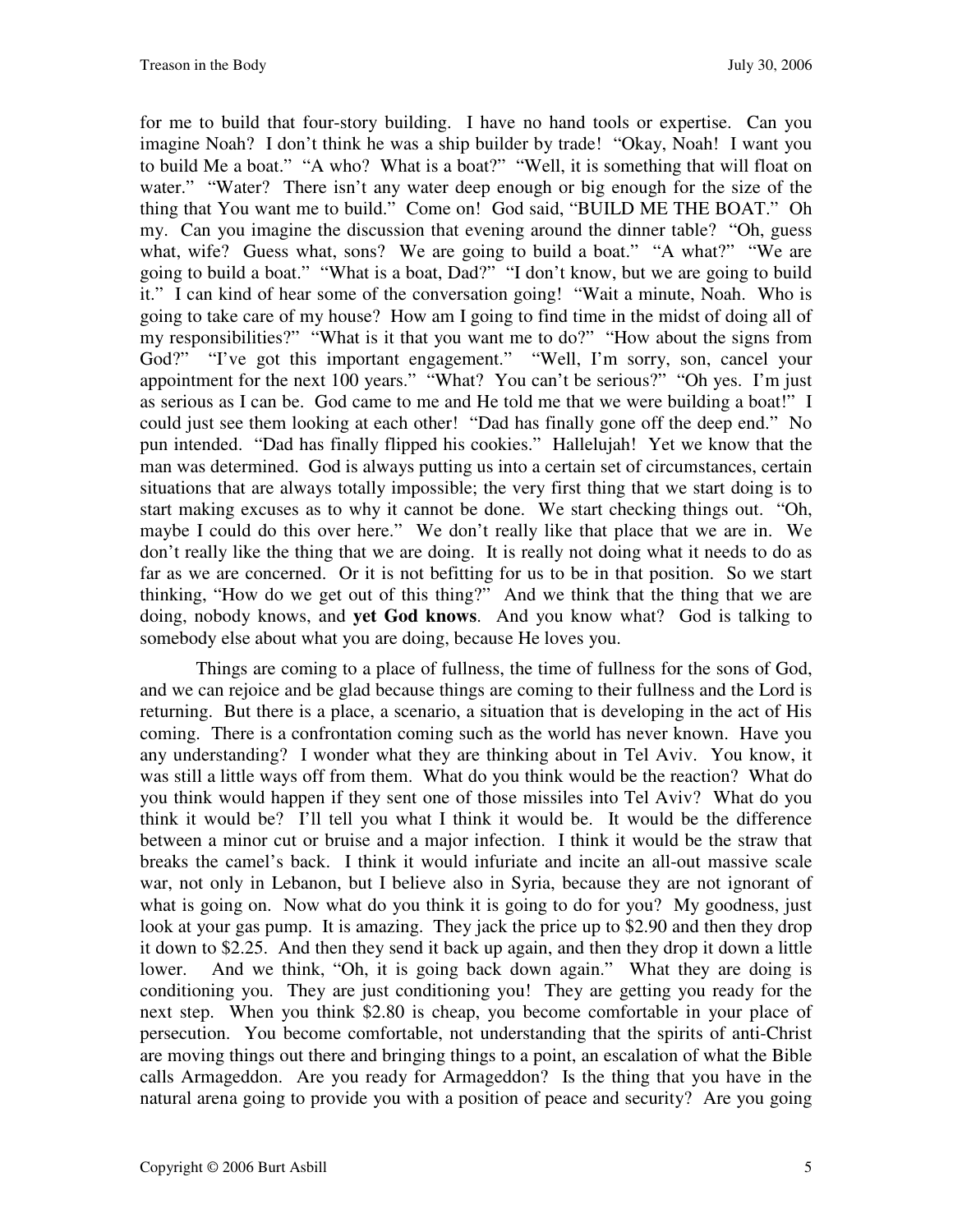for me to build that four-story building. I have no hand tools or expertise. Can you imagine Noah? I don't think he was a ship builder by trade! "Okay, Noah! I want you to build Me a boat." "A who? What is a boat?" "Well, it is something that will float on water." "Water? There isn't any water deep enough or big enough for the size of the thing that You want me to build." Come on! God said, "BUILD ME THE BOAT." Oh my. Can you imagine the discussion that evening around the dinner table? "Oh, guess what, wife? Guess what, sons? We are going to build a boat." "A what?" "We are going to build a boat." "What is a boat, Dad?" "I don't know, but we are going to build it." I can kind of hear some of the conversation going! "Wait a minute, Noah. Who is going to take care of my house? How am I going to find time in the midst of doing all of my responsibilities?" "What is it that you want me to do?" "How about the signs from God?" "I've got this important engagement." "Well, I'm sorry, son, cancel your appointment for the next 100 years." "What? You can't be serious?" "Oh yes. I'm just as serious as I can be. God came to me and He told me that we were building a boat!" I could just see them looking at each other! "Dad has finally gone off the deep end." No pun intended. "Dad has finally flipped his cookies." Hallelujah! Yet we know that the man was determined. God is always putting us into a certain set of circumstances, certain situations that are always totally impossible; the very first thing that we start doing is to start making excuses as to why it cannot be done. We start checking things out. "Oh, maybe I could do this over here." We don't really like that place that we are in. We don't really like the thing that we are doing. It is really not doing what it needs to do as far as we are concerned. Or it is not befitting for us to be in that position. So we start thinking, "How do we get out of this thing?" And we think that the thing that we are doing, nobody knows, and **yet God knows**. And you know what? God is talking to somebody else about what you are doing, because He loves you.

Things are coming to a place of fullness, the time of fullness for the sons of God, and we can rejoice and be glad because things are coming to their fullness and the Lord is returning. But there is a place, a scenario, a situation that is developing in the act of His coming. There is a confrontation coming such as the world has never known. Have you any understanding? I wonder what they are thinking about in Tel Aviv. You know, it was still a little ways off from them. What do you think would be the reaction? What do you think would happen if they sent one of those missiles into Tel Aviv? What do you think it would be? I'll tell you what I think it would be. It would be the difference between a minor cut or bruise and a major infection. I think it would be the straw that breaks the camel's back. I think it would infuriate and incite an all-out massive scale war, not only in Lebanon, but I believe also in Syria, because they are not ignorant of what is going on. Now what do you think it is going to do for you? My goodness, just look at your gas pump. It is amazing. They jack the price up to $2.90 and then they drop it down to $2.25. And then they send it back up again, and then they drop it down a little lower. And we think, "Oh, it is going back down again." What they are doing is conditioning you. They are just conditioning you! They are getting you ready for the next step. When you think $2.80 is cheap, you become comfortable in your place of persecution. You become comfortable, not understanding that the spirits of anti-Christ are moving things out there and bringing things to a point, an escalation of what the Bible calls Armageddon. Are you ready for Armageddon? Is the thing that you have in the natural arena going to provide you with a position of peace and security? Are you going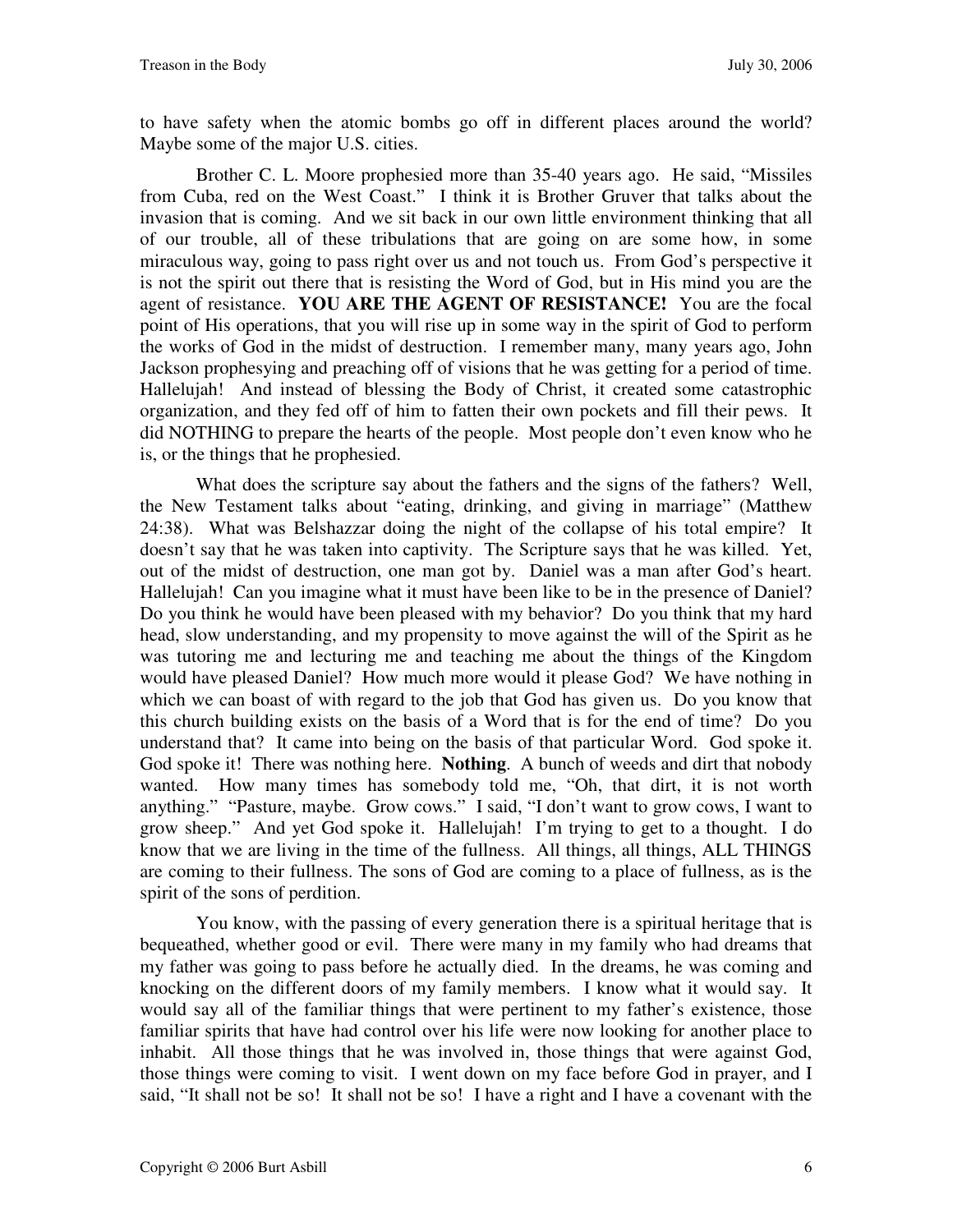to have safety when the atomic bombs go off in different places around the world? Maybe some of the major U.S. cities.

Brother C. L. Moore prophesied more than 35-40 years ago. He said, "Missiles from Cuba, red on the West Coast." I think it is Brother Gruver that talks about the invasion that is coming. And we sit back in our own little environment thinking that all of our trouble, all of these tribulations that are going on are some how, in some miraculous way, going to pass right over us and not touch us. From God's perspective it is not the spirit out there that is resisting the Word of God, but in His mind you are the agent of resistance. **YOU ARE THE AGENT OF RESISTANCE!** You are the focal point of His operations, that you will rise up in some way in the spirit of God to perform the works of God in the midst of destruction. I remember many, many years ago, John Jackson prophesying and preaching off of visions that he was getting for a period of time. Hallelujah! And instead of blessing the Body of Christ, it created some catastrophic organization, and they fed off of him to fatten their own pockets and fill their pews. It did NOTHING to prepare the hearts of the people. Most people don't even know who he is, or the things that he prophesied.

What does the scripture say about the fathers and the signs of the fathers? Well, the New Testament talks about "eating, drinking, and giving in marriage" (Matthew 24:38). What was Belshazzar doing the night of the collapse of his total empire? It doesn't say that he was taken into captivity. The Scripture says that he was killed. Yet, out of the midst of destruction, one man got by. Daniel was a man after God's heart. Hallelujah! Can you imagine what it must have been like to be in the presence of Daniel? Do you think he would have been pleased with my behavior? Do you think that my hard head, slow understanding, and my propensity to move against the will of the Spirit as he was tutoring me and lecturing me and teaching me about the things of the Kingdom would have pleased Daniel? How much more would it please God? We have nothing in which we can boast of with regard to the job that God has given us. Do you know that this church building exists on the basis of a Word that is for the end of time? Do you understand that? It came into being on the basis of that particular Word. God spoke it. God spoke it! There was nothing here. **Nothing**. A bunch of weeds and dirt that nobody wanted. How many times has somebody told me, "Oh, that dirt, it is not worth anything." "Pasture, maybe. Grow cows." I said, "I don't want to grow cows, I want to grow sheep." And yet God spoke it. Hallelujah! I'm trying to get to a thought. I do know that we are living in the time of the fullness. All things, all things, ALL THINGS are coming to their fullness. The sons of God are coming to a place of fullness, as is the spirit of the sons of perdition.

You know, with the passing of every generation there is a spiritual heritage that is bequeathed, whether good or evil. There were many in my family who had dreams that my father was going to pass before he actually died. In the dreams, he was coming and knocking on the different doors of my family members. I know what it would say. It would say all of the familiar things that were pertinent to my father's existence, those familiar spirits that have had control over his life were now looking for another place to inhabit. All those things that he was involved in, those things that were against God, those things were coming to visit. I went down on my face before God in prayer, and I said, "It shall not be so! It shall not be so! I have a right and I have a covenant with the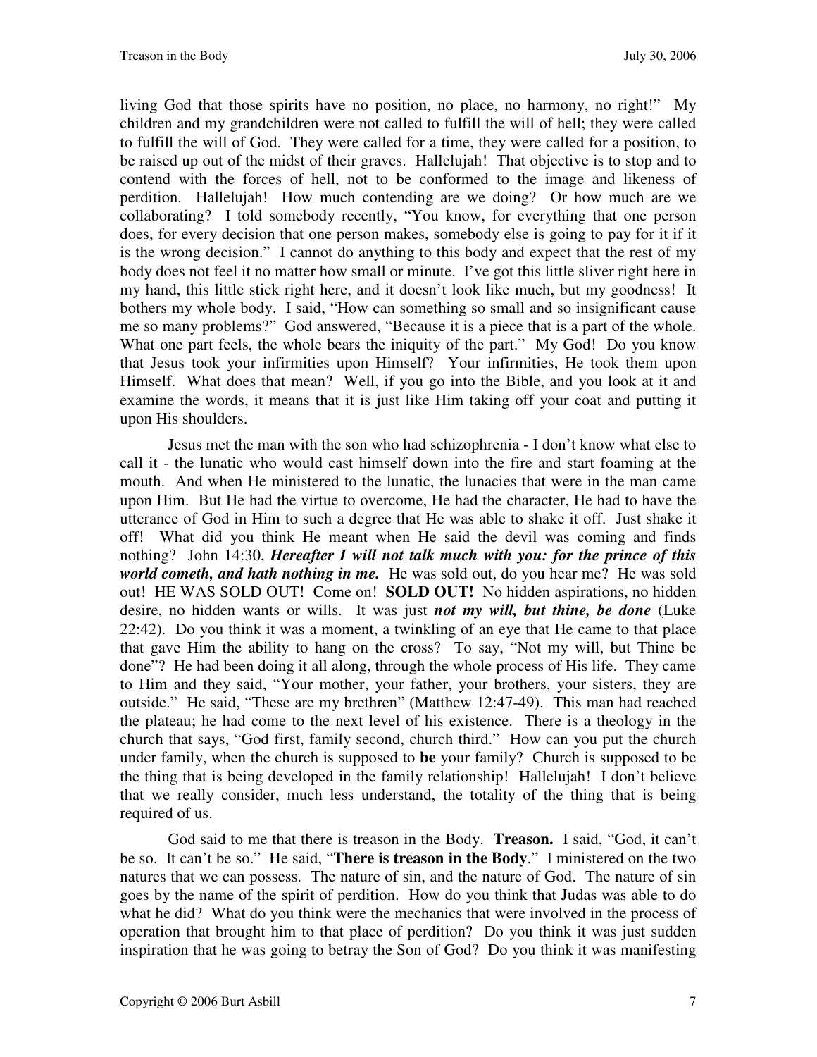living God that those spirits have no position, no place, no harmony, no right!" My children and my grandchildren were not called to fulfill the will of hell; they were called to fulfill the will of God. They were called for a time, they were called for a position, to be raised up out of the midst of their graves. Hallelujah! That objective is to stop and to contend with the forces of hell, not to be conformed to the image and likeness of perdition. Hallelujah! How much contending are we doing? Or how much are we collaborating? I told somebody recently, "You know, for everything that one person does, for every decision that one person makes, somebody else is going to pay for it if it is the wrong decision." I cannot do anything to this body and expect that the rest of my body does not feel it no matter how small or minute. I've got this little sliver right here in my hand, this little stick right here, and it doesn't look like much, but my goodness! It bothers my whole body. I said, "How can something so small and so insignificant cause me so many problems?" God answered, "Because it is a piece that is a part of the whole. What one part feels, the whole bears the iniquity of the part." My God! Do you know that Jesus took your infirmities upon Himself? Your infirmities, He took them upon Himself. What does that mean? Well, if you go into the Bible, and you look at it and examine the words, it means that it is just like Him taking off your coat and putting it upon His shoulders.

Jesus met the man with the son who had schizophrenia - I don't know what else to call it - the lunatic who would cast himself down into the fire and start foaming at the mouth. And when He ministered to the lunatic, the lunacies that were in the man came upon Him. But He had the virtue to overcome, He had the character, He had to have the utterance of God in Him to such a degree that He was able to shake it off. Just shake it off! What did you think He meant when He said the devil was coming and finds nothing? John 14:30, ***Hereafter I will not talk much with you: for the prince of this world cometh, and hath nothing in me.*** He was sold out, do you hear me? He was sold out! HE WAS SOLD OUT! Come on! **SOLD OUT!** No hidden aspirations, no hidden desire, no hidden wants or wills. It was just ***not my will, but thine, be done*** (Luke 22:42). Do you think it was a moment, a twinkling of an eye that He came to that place that gave Him the ability to hang on the cross? To say, "Not my will, but Thine be done"? He had been doing it all along, through the whole process of His life. They came to Him and they said, "Your mother, your father, your brothers, your sisters, they are outside." He said, "These are my brethren" (Matthew 12:47-49). This man had reached the plateau; he had come to the next level of his existence. There is a theology in the church that says, "God first, family second, church third." How can you put the church under family, when the church is supposed to **be** your family? Church is supposed to be the thing that is being developed in the family relationship! Hallelujah! I don't believe that we really consider, much less understand, the totality of the thing that is being required of us.

God said to me that there is treason in the Body. **Treason.** I said, "God, it can't be so. It can't be so." He said, "**There is treason in the Body**." I ministered on the two natures that we can possess. The nature of sin, and the nature of God. The nature of sin goes by the name of the spirit of perdition. How do you think that Judas was able to do what he did? What do you think were the mechanics that were involved in the process of operation that brought him to that place of perdition? Do you think it was just sudden inspiration that he was going to betray the Son of God? Do you think it was manifesting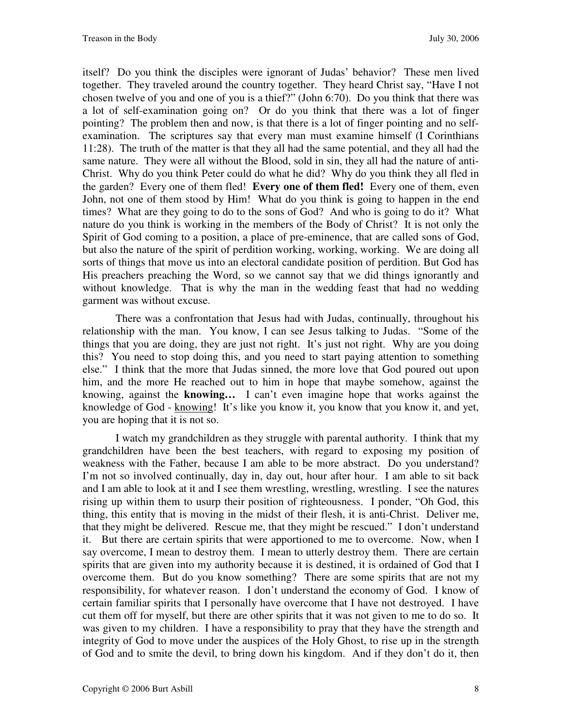itself? Do you think the disciples were ignorant of Judas' behavior? These men lived together. They traveled around the country together. They heard Christ say, "Have I not chosen twelve of you and one of you is a thief?" (John 6:70). Do you think that there was a lot of self-examination going on? Or do you think that there was a lot of finger pointing? The problem then and now, is that there is a lot of finger pointing and no self-examination. The scriptures say that every man must examine himself (I Corinthians 11:28). The truth of the matter is that they all had the same potential, and they all had the same nature. They were all without the Blood, sold in sin, they all had the nature of anti-Christ. Why do you think Peter could do what he did? Why do you think they all fled in the garden? Every one of them fled! **Every one of them fled!** Every one of them, even John, not one of them stood by Him! What do you think is going to happen in the end times? What are they going to do to the sons of God? And who is going to do it? What nature do you think is working in the members of the Body of Christ? It is not only the Spirit of God coming to a position, a place of pre-eminence, that are called sons of God, but also the nature of the spirit of perdition working, working, working. We are doing all sorts of things that move us into an electoral candidate position of perdition. But God has His preachers preaching the Word, so we cannot say that we did things ignorantly and without knowledge. That is why the man in the wedding feast that had no wedding garment was without excuse.

There was a confrontation that Jesus had with Judas, continually, throughout his relationship with the man. You know, I can see Jesus talking to Judas. "Some of the things that you are doing, they are just not right. It's just not right. Why are you doing this? You need to stop doing this, and you need to start paying attention to something else." I think that the more that Judas sinned, the more love that God poured out upon him, and the more He reached out to him in hope that maybe somehow, against the knowing, against the **knowing…** I can't even imagine hope that works against the knowledge of God - <u>knowing</u>! It's like you know it, you know that you know it, and yet, you are hoping that it is not so.

I watch my grandchildren as they struggle with parental authority. I think that my grandchildren have been the best teachers, with regard to exposing my position of weakness with the Father, because I am able to be more abstract. Do you understand? I'm not so involved continually, day in, day out, hour after hour. I am able to sit back and I am able to look at it and I see them wrestling, wrestling, wrestling. I see the natures rising up within them to usurp their position of righteousness. I ponder, "Oh God, this thing, this entity that is moving in the midst of their flesh, it is anti-Christ. Deliver me, that they might be delivered. Rescue me, that they might be rescued." I don't understand it. But there are certain spirits that were apportioned to me to overcome. Now, when I say overcome, I mean to destroy them. I mean to utterly destroy them. There are certain spirits that are given into my authority because it is destined, it is ordained of God that I overcome them. But do you know something? There are some spirits that are not my responsibility, for whatever reason. I don't understand the economy of God. I know of certain familiar spirits that I personally have overcome that I have not destroyed. I have cut them off for myself, but there are other spirits that it was not given to me to do so. It was given to my children. I have a responsibility to pray that they have the strength and integrity of God to move under the auspices of the Holy Ghost, to rise up in the strength of God and to smite the devil, to bring down his kingdom. And if they don't do it, then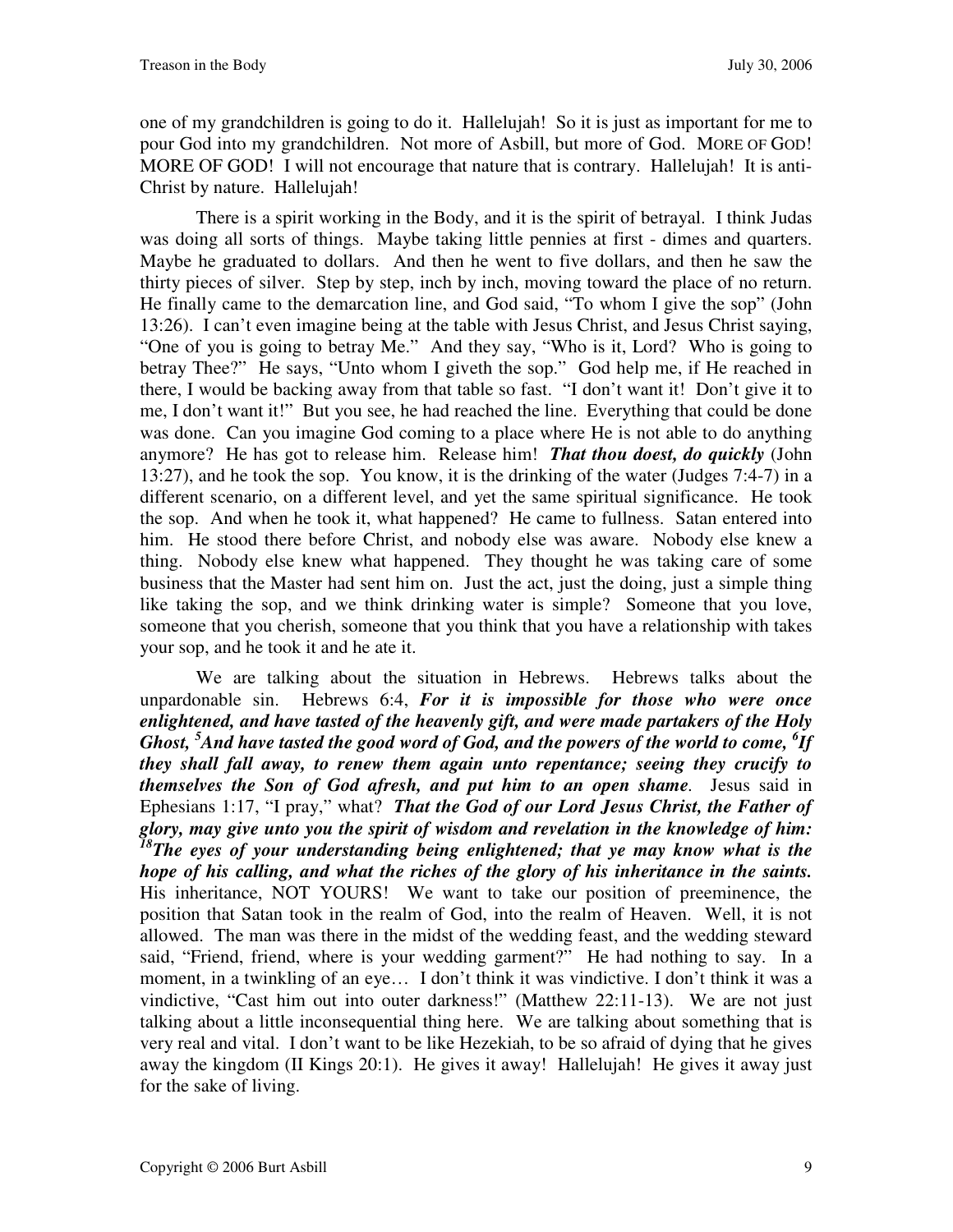one of my grandchildren is going to do it. Hallelujah! So it is just as important for me to pour God into my grandchildren. Not more of Asbill, but more of God. MORE OF GOD! MORE OF GOD! I will not encourage that nature that is contrary. Hallelujah! It is anti-Christ by nature. Hallelujah!

There is a spirit working in the Body, and it is the spirit of betrayal. I think Judas was doing all sorts of things. Maybe taking little pennies at first - dimes and quarters. Maybe he graduated to dollars. And then he went to five dollars, and then he saw the thirty pieces of silver. Step by step, inch by inch, moving toward the place of no return. He finally came to the demarcation line, and God said, "To whom I give the sop" (John 13:26). I can't even imagine being at the table with Jesus Christ, and Jesus Christ saying, "One of you is going to betray Me." And they say, "Who is it, Lord? Who is going to betray Thee?" He says, "Unto whom I giveth the sop." God help me, if He reached in there, I would be backing away from that table so fast. "I don't want it! Don't give it to me, I don't want it!" But you see, he had reached the line. Everything that could be done was done. Can you imagine God coming to a place where He is not able to do anything anymore? He has got to release him. Release him! ***That thou doest, do quickly*** (John 13:27), and he took the sop. You know, it is the drinking of the water (Judges 7:4-7) in a different scenario, on a different level, and yet the same spiritual significance. He took the sop. And when he took it, what happened? He came to fullness. Satan entered into him. He stood there before Christ, and nobody else was aware. Nobody else knew a thing. Nobody else knew what happened. They thought he was taking care of some business that the Master had sent him on. Just the act, just the doing, just a simple thing like taking the sop, and we think drinking water is simple? Someone that you love, someone that you cherish, someone that you think that you have a relationship with takes your sop, and he took it and he ate it.

We are talking about the situation in Hebrews. Hebrews talks about the unpardonable sin. Hebrews 6:4, ***For it is impossible for those who were once enlightened, and have tasted of the heavenly gift, and were made partakers of the Holy Ghost, [5]And have tasted the good word of God, and the powers of the world to come, [6]If they shall fall away, to renew them again unto repentance; seeing they crucify to themselves the Son of God afresh, and put him to an open shame***. Jesus said in Ephesians 1:17, "I pray," what? ***That the God of our Lord Jesus Christ, the Father of glory, may give unto you the spirit of wisdom and revelation in the knowledge of him: [18]The eyes of your understanding being enlightened; that ye may know what is the hope of his calling, and what the riches of the glory of his inheritance in the saints.*** His inheritance, NOT YOURS! We want to take our position of preeminence, the position that Satan took in the realm of God, into the realm of Heaven. Well, it is not allowed. The man was there in the midst of the wedding feast, and the wedding steward said, "Friend, friend, where is your wedding garment?" He had nothing to say. In a moment, in a twinkling of an eye… I don't think it was vindictive. I don't think it was a vindictive, "Cast him out into outer darkness!" (Matthew 22:11-13). We are not just talking about a little inconsequential thing here. We are talking about something that is very real and vital. I don't want to be like Hezekiah, to be so afraid of dying that he gives away the kingdom (II Kings 20:1). He gives it away! Hallelujah! He gives it away just for the sake of living.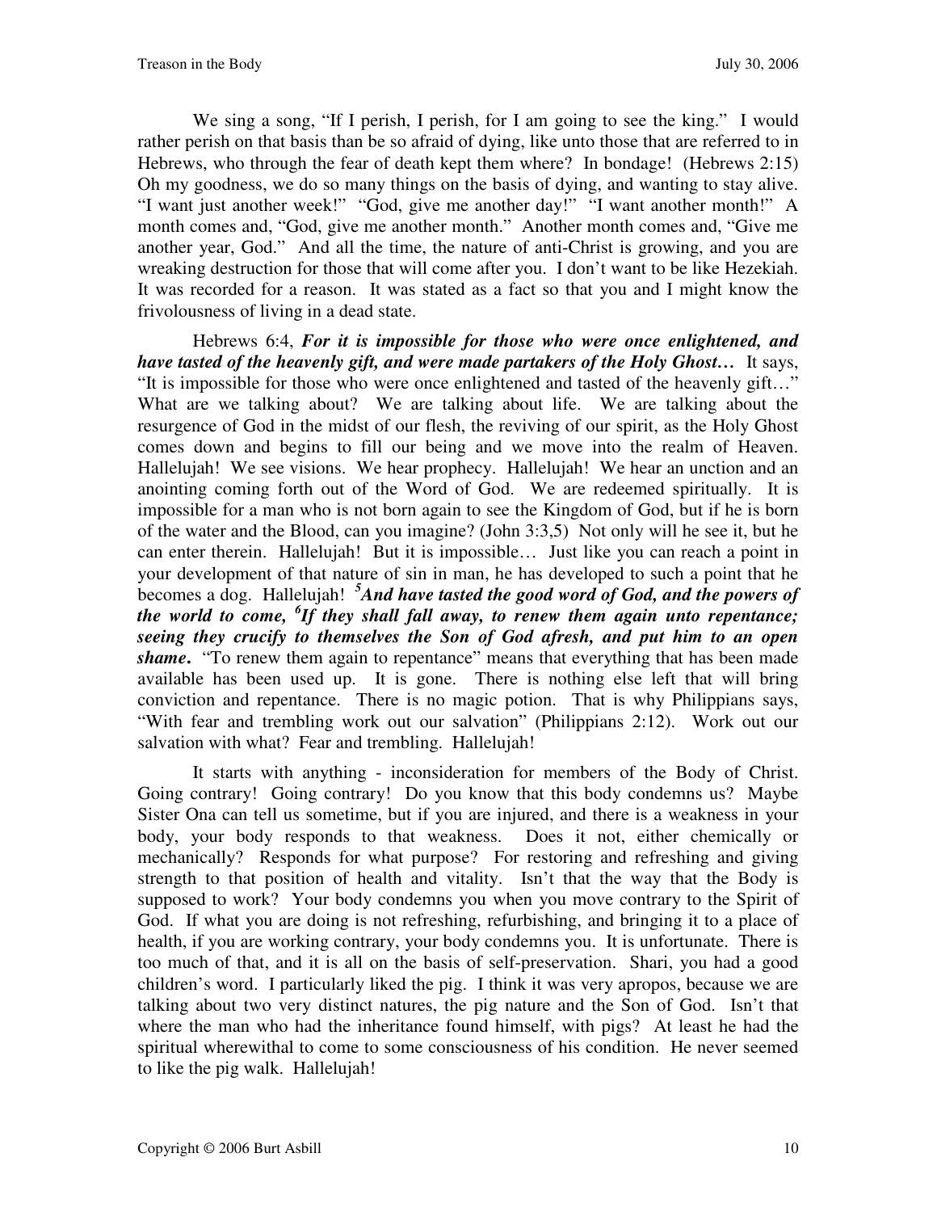We sing a song, "If I perish, I perish, for I am going to see the king." I would rather perish on that basis than be so afraid of dying, like unto those that are referred to in Hebrews, who through the fear of death kept them where? In bondage! (Hebrews 2:15) Oh my goodness, we do so many things on the basis of dying, and wanting to stay alive. "I want just another week!" "God, give me another day!" "I want another month!" A month comes and, "God, give me another month." Another month comes and, "Give me another year, God." And all the time, the nature of anti-Christ is growing, and you are wreaking destruction for those that will come after you. I don't want to be like Hezekiah. It was recorded for a reason. It was stated as a fact so that you and I might know the frivolousness of living in a dead state.

Hebrews 6:4, ***For it is impossible for those who were once enlightened, and have tasted of the heavenly gift, and were made partakers of the Holy Ghost…*** It says, "It is impossible for those who were once enlightened and tasted of the heavenly gift…" What are we talking about? We are talking about life. We are talking about the resurgence of God in the midst of our flesh, the reviving of our spirit, as the Holy Ghost comes down and begins to fill our being and we move into the realm of Heaven. Hallelujah! We see visions. We hear prophecy. Hallelujah! We hear an unction and an anointing coming forth out of the Word of God. We are redeemed spiritually. It is impossible for a man who is not born again to see the Kingdom of God, but if he is born of the water and the Blood, can you imagine? (John 3:3,5) Not only will he see it, but he can enter therein. Hallelujah! But it is impossible… Just like you can reach a point in your development of that nature of sin in man, he has developed to such a point that he becomes a dog. Hallelujah! ***5And have tasted the good word of God, and the powers of the world to come, 6If they shall fall away, to renew them again unto repentance; seeing they crucify to themselves the Son of God afresh, and put him to an open shame.*** "To renew them again to repentance" means that everything that has been made available has been used up. It is gone. There is nothing else left that will bring conviction and repentance. There is no magic potion. That is why Philippians says, "With fear and trembling work out our salvation" (Philippians 2:12). Work out our salvation with what? Fear and trembling. Hallelujah!

It starts with anything - inconsideration for members of the Body of Christ. Going contrary! Going contrary! Do you know that this body condemns us? Maybe Sister Ona can tell us sometime, but if you are injured, and there is a weakness in your body, your body responds to that weakness. Does it not, either chemically or mechanically? Responds for what purpose? For restoring and refreshing and giving strength to that position of health and vitality. Isn't that the way that the Body is supposed to work? Your body condemns you when you move contrary to the Spirit of God. If what you are doing is not refreshing, refurbishing, and bringing it to a place of health, if you are working contrary, your body condemns you. It is unfortunate. There is too much of that, and it is all on the basis of self-preservation. Shari, you had a good children's word. I particularly liked the pig. I think it was very apropos, because we are talking about two very distinct natures, the pig nature and the Son of God. Isn't that where the man who had the inheritance found himself, with pigs? At least he had the spiritual wherewithal to come to some consciousness of his condition. He never seemed to like the pig walk. Hallelujah!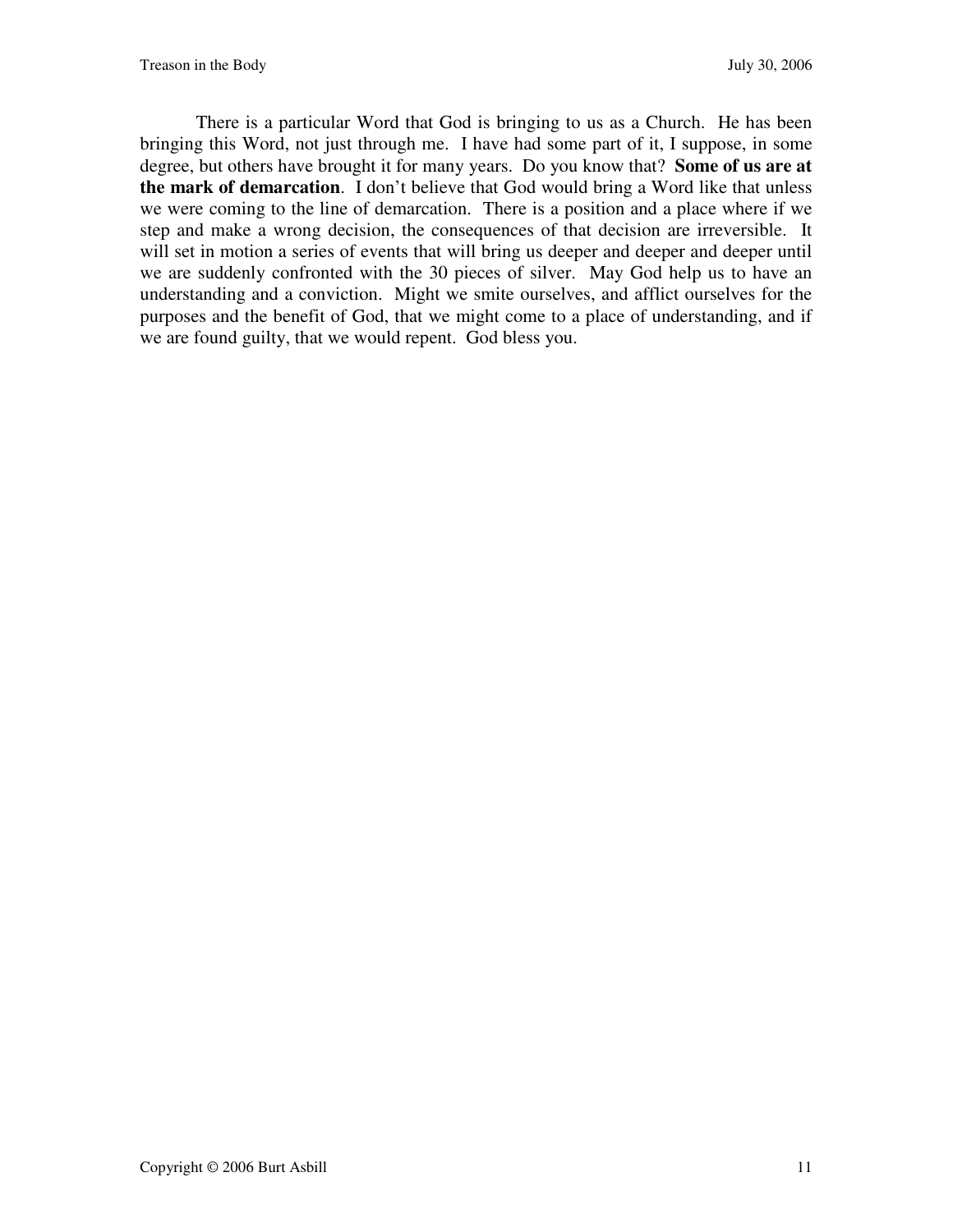There is a particular Word that God is bringing to us as a Church. He has been bringing this Word, not just through me. I have had some part of it, I suppose, in some degree, but others have brought it for many years. Do you know that? **Some of us are at the mark of demarcation**. I don't believe that God would bring a Word like that unless we were coming to the line of demarcation. There is a position and a place where if we step and make a wrong decision, the consequences of that decision are irreversible. It will set in motion a series of events that will bring us deeper and deeper and deeper until we are suddenly confronted with the 30 pieces of silver. May God help us to have an understanding and a conviction. Might we smite ourselves, and afflict ourselves for the purposes and the benefit of God, that we might come to a place of understanding, and if we are found guilty, that we would repent. God bless you.